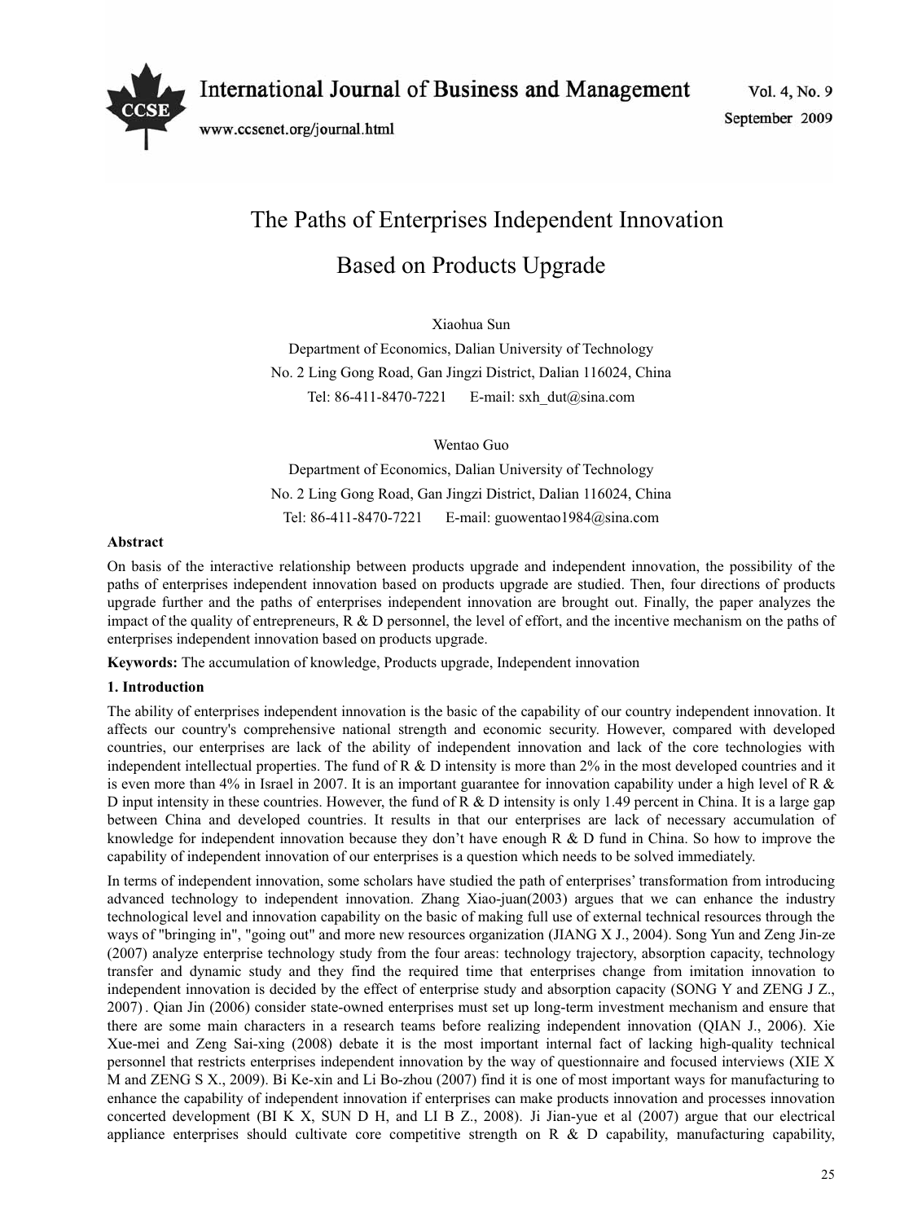# The Paths of Enterprises Independent Innovation Based on Products Upgrade

Xiaohua Sun

Department of Economics, Dalian University of Technology

No. 2 Ling Gong Road, Gan Jingzi District, Dalian 116024, China

Tel: 86-411-8470-7221 E-mail: sxh_dut@sina.com

Wentao Guo

Department of Economics, Dalian University of Technology

No. 2 Ling Gong Road, Gan Jingzi District, Dalian 116024, China

Tel: 86-411-8470-7221 E-mail: guowentao1984@sina.com

**Abstract**

On basis of the interactive relationship between products upgrade and independent innovation, the possibility of the paths of enterprises independent innovation based on products upgrade are studied. Then, four directions of products upgrade further and the paths of enterprises independent innovation are brought out. Finally, the paper analyzes the impact of the quality of entrepreneurs, R & D personnel, the level of effort, and the incentive mechanism on the paths of enterprises independent innovation based on products upgrade.

**Keywords:** The accumulation of knowledge, Products upgrade, Independent innovation

## 1. Introduction

The ability of enterprises independent innovation is the basic of the capability of our country independent innovation. It affects our country's comprehensive national strength and economic security. However, compared with developed countries, our enterprises are lack of the ability of independent innovation and lack of the core technologies with independent intellectual properties. The fund of R & D intensity is more than 2% in the most developed countries and it is even more than 4% in Israel in 2007. It is an important guarantee for innovation capability under a high level of R & D input intensity in these countries. However, the fund of R & D intensity is only 1.49 percent in China. It is a large gap between China and developed countries. It results in that our enterprises are lack of necessary accumulation of knowledge for independent innovation because they don't have enough R & D fund in China. So how to improve the capability of independent innovation of our enterprises is a question which needs to be solved immediately.

In terms of independent innovation, some scholars have studied the path of enterprises' transformation from introducing advanced technology to independent innovation. Zhang Xiao-juan(2003) argues that we can enhance the industry technological level and innovation capability on the basic of making full use of external technical resources through the ways of "bringing in", "going out" and more new resources organization (JIANG X J., 2004). Song Yun and Zeng Jin-ze (2007) analyze enterprise technology study from the four areas: technology trajectory, absorption capacity, technology transfer and dynamic study and they find the required time that enterprises change from imitation innovation to independent innovation is decided by the effect of enterprise study and absorption capacity (SONG Y and ZENG J Z., 2007). Qian Jin (2006) consider state-owned enterprises must set up long-term investment mechanism and ensure that there are some main characters in a research teams before realizing independent innovation (QIAN J., 2006). Xie Xue-mei and Zeng Sai-xing (2008) debate it is the most important internal fact of lacking high-quality technical personnel that restricts enterprises independent innovation by the way of questionnaire and focused interviews (XIE X M and ZENG S X., 2009). Bi Ke-xin and Li Bo-zhou (2007) find it is one of most important ways for manufacturing to enhance the capability of independent innovation if enterprises can make products innovation and processes innovation concerted development (BI K X, SUN D H, and LI B Z., 2008). Ji Jian-yue et al (2007) argue that our electrical appliance enterprises should cultivate core competitive strength on R & D capability, manufacturing capability,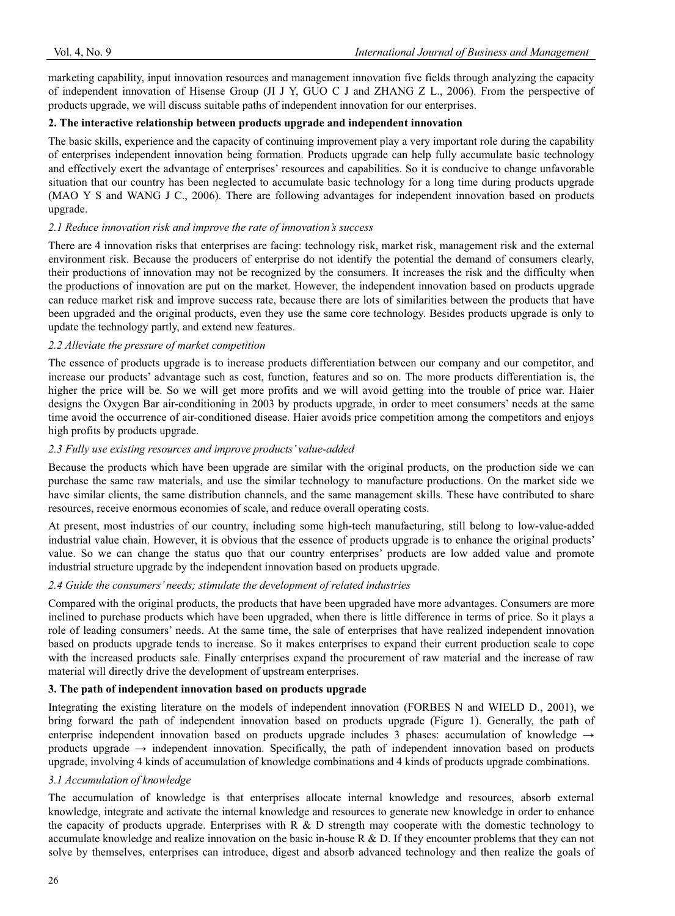marketing capability, input innovation resources and management innovation five fields through analyzing the capacity of independent innovation of Hisense Group (JI J Y, GUO C J and ZHANG Z L., 2006). From the perspective of products upgrade, we will discuss suitable paths of independent innovation for our enterprises.

## 2. The interactive relationship between products upgrade and independent innovation

The basic skills, experience and the capacity of continuing improvement play a very important role during the capability of enterprises independent innovation being formation. Products upgrade can help fully accumulate basic technology and effectively exert the advantage of enterprises' resources and capabilities. So it is conducive to change unfavorable situation that our country has been neglected to accumulate basic technology for a long time during products upgrade (MAO Y S and WANG J C., 2006). There are following advantages for independent innovation based on products upgrade.

### *2.1 Reduce innovation risk and improve the rate of innovation's success*

There are 4 innovation risks that enterprises are facing: technology risk, market risk, management risk and the external environment risk. Because the producers of enterprise do not identify the potential the demand of consumers clearly, their productions of innovation may not be recognized by the consumers. It increases the risk and the difficulty when the productions of innovation are put on the market. However, the independent innovation based on products upgrade can reduce market risk and improve success rate, because there are lots of similarities between the products that have been upgraded and the original products, even they use the same core technology. Besides products upgrade is only to update the technology partly, and extend new features.

### *2.2 Alleviate the pressure of market competition*

The essence of products upgrade is to increase products differentiation between our company and our competitor, and increase our products' advantage such as cost, function, features and so on. The more products differentiation is, the higher the price will be. So we will get more profits and we will avoid getting into the trouble of price war. Haier designs the Oxygen Bar air-conditioning in 2003 by products upgrade, in order to meet consumers' needs at the same time avoid the occurrence of air-conditioned disease. Haier avoids price competition among the competitors and enjoys high profits by products upgrade.

### *2.3 Fully use existing resources and improve products' value-added*

Because the products which have been upgrade are similar with the original products, on the production side we can purchase the same raw materials, and use the similar technology to manufacture productions. On the market side we have similar clients, the same distribution channels, and the same management skills. These have contributed to share resources, receive enormous economies of scale, and reduce overall operating costs.

At present, most industries of our country, including some high-tech manufacturing, still belong to low-value-added industrial value chain. However, it is obvious that the essence of products upgrade is to enhance the original products' value. So we can change the status quo that our country enterprises' products are low added value and promote industrial structure upgrade by the independent innovation based on products upgrade.

### *2.4 Guide the consumers' needs; stimulate the development of related industries*

Compared with the original products, the products that have been upgraded have more advantages. Consumers are more inclined to purchase products which have been upgraded, when there is little difference in terms of price. So it plays a role of leading consumers' needs. At the same time, the sale of enterprises that have realized independent innovation based on products upgrade tends to increase. So it makes enterprises to expand their current production scale to cope with the increased products sale. Finally enterprises expand the procurement of raw material and the increase of raw material will directly drive the development of upstream enterprises.

## 3. The path of independent innovation based on products upgrade

Integrating the existing literature on the models of independent innovation (FORBES N and WIELD D., 2001), we bring forward the path of independent innovation based on products upgrade (Figure 1). Generally, the path of enterprise independent innovation based on products upgrade includes 3 phases: accumulation of knowledge → products upgrade → independent innovation. Specifically, the path of independent innovation based on products upgrade, involving 4 kinds of accumulation of knowledge combinations and 4 kinds of products upgrade combinations.

### *3.1 Accumulation of knowledge*

The accumulation of knowledge is that enterprises allocate internal knowledge and resources, absorb external knowledge, integrate and activate the internal knowledge and resources to generate new knowledge in order to enhance the capacity of products upgrade. Enterprises with R & D strength may cooperate with the domestic technology to accumulate knowledge and realize innovation on the basic in-house R & D. If they encounter problems that they can not solve by themselves, enterprises can introduce, digest and absorb advanced technology and then realize the goals of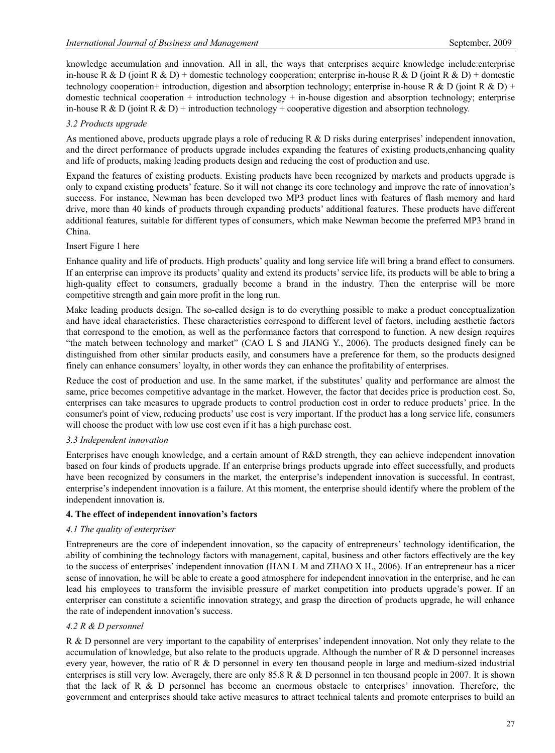knowledge accumulation and innovation. All in all, the ways that enterprises acquire knowledge include:enterprise in-house R & D (joint R & D) + domestic technology cooperation; enterprise in-house R & D (joint R & D) + domestic technology cooperation+ introduction, digestion and absorption technology; enterprise in-house R & D (joint R & D) + domestic technical cooperation + introduction technology + in-house digestion and absorption technology; enterprise in-house R & D (joint R & D) + introduction technology + cooperative digestion and absorption technology.

### *3.2 Products upgrade*

As mentioned above, products upgrade plays a role of reducing R & D risks during enterprises' independent innovation, and the direct performance of products upgrade includes expanding the features of existing products,enhancing quality and life of products, making leading products design and reducing the cost of production and use.

Expand the features of existing products. Existing products have been recognized by markets and products upgrade is only to expand existing products' feature. So it will not change its core technology and improve the rate of innovation's success. For instance, Newman has been developed two MP3 product lines with features of flash memory and hard drive, more than 40 kinds of products through expanding products' additional features. These products have different additional features, suitable for different types of consumers, which make Newman become the preferred MP3 brand in China.

Insert Figure 1 here

Enhance quality and life of products. High products' quality and long service life will bring a brand effect to consumers. If an enterprise can improve its products' quality and extend its products' service life, its products will be able to bring a high-quality effect to consumers, gradually become a brand in the industry. Then the enterprise will be more competitive strength and gain more profit in the long run.

Make leading products design. The so-called design is to do everything possible to make a product conceptualization and have ideal characteristics. These characteristics correspond to different level of factors, including aesthetic factors that correspond to the emotion, as well as the performance factors that correspond to function. A new design requires "the match between technology and market" (CAO L S and JIANG Y., 2006). The products designed finely can be distinguished from other similar products easily, and consumers have a preference for them, so the products designed finely can enhance consumers' loyalty, in other words they can enhance the profitability of enterprises.

Reduce the cost of production and use. In the same market, if the substitutes' quality and performance are almost the same, price becomes competitive advantage in the market. However, the factor that decides price is production cost. So, enterprises can take measures to upgrade products to control production cost in order to reduce products' price. In the consumer's point of view, reducing products' use cost is very important. If the product has a long service life, consumers will choose the product with low use cost even if it has a high purchase cost.

### *3.3 Independent innovation*

Enterprises have enough knowledge, and a certain amount of R&D strength, they can achieve independent innovation based on four kinds of products upgrade. If an enterprise brings products upgrade into effect successfully, and products have been recognized by consumers in the market, the enterprise's independent innovation is successful. In contrast, enterprise's independent innovation is a failure. At this moment, the enterprise should identify where the problem of the independent innovation is.

## **4. The effect of independent innovation's factors**

### *4.1 The quality of enterpriser*

Entrepreneurs are the core of independent innovation, so the capacity of entrepreneurs' technology identification, the ability of combining the technology factors with management, capital, business and other factors effectively are the key to the success of enterprises' independent innovation (HAN L M and ZHAO X H., 2006). If an entrepreneur has a nicer sense of innovation, he will be able to create a good atmosphere for independent innovation in the enterprise, and he can lead his employees to transform the invisible pressure of market competition into products upgrade's power. If an enterpriser can constitute a scientific innovation strategy, and grasp the direction of products upgrade, he will enhance the rate of independent innovation's success.

### *4.2 R & D personnel*

R & D personnel are very important to the capability of enterprises' independent innovation. Not only they relate to the accumulation of knowledge, but also relate to the products upgrade. Although the number of R & D personnel increases every year, however, the ratio of R & D personnel in every ten thousand people in large and medium-sized industrial enterprises is still very low. Averagely, there are only 85.8 R & D personnel in ten thousand people in 2007. It is shown that the lack of R & D personnel has become an enormous obstacle to enterprises' innovation. Therefore, the government and enterprises should take active measures to attract technical talents and promote enterprises to build an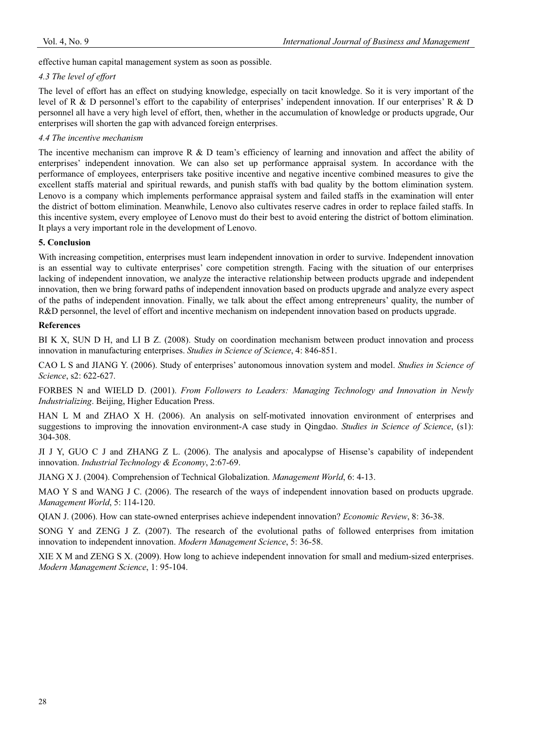effective human capital management system as soon as possible.

### *4.3 The level of effort*

The level of effort has an effect on studying knowledge, especially on tacit knowledge. So it is very important of the level of R & D personnel's effort to the capability of enterprises' independent innovation. If our enterprises' R & D personnel all have a very high level of effort, then, whether in the accumulation of knowledge or products upgrade, Our enterprises will shorten the gap with advanced foreign enterprises.

### *4.4 The incentive mechanism*

The incentive mechanism can improve R & D team's efficiency of learning and innovation and affect the ability of enterprises' independent innovation. We can also set up performance appraisal system. In accordance with the performance of employees, enterprisers take positive incentive and negative incentive combined measures to give the excellent staffs material and spiritual rewards, and punish staffs with bad quality by the bottom elimination system. Lenovo is a company which implements performance appraisal system and failed staffs in the examination will enter the district of bottom elimination. Meanwhile, Lenovo also cultivates reserve cadres in order to replace failed staffs. In this incentive system, every employee of Lenovo must do their best to avoid entering the district of bottom elimination. It plays a very important role in the development of Lenovo.

## **5. Conclusion**

With increasing competition, enterprises must learn independent innovation in order to survive. Independent innovation is an essential way to cultivate enterprises' core competition strength. Facing with the situation of our enterprises lacking of independent innovation, we analyze the interactive relationship between products upgrade and independent innovation, then we bring forward paths of independent innovation based on products upgrade and analyze every aspect of the paths of independent innovation. Finally, we talk about the effect among entrepreneurs' quality, the number of R&D personnel, the level of effort and incentive mechanism on independent innovation based on products upgrade.

## **References**

BI K X, SUN D H, and LI B Z. (2008). Study on coordination mechanism between product innovation and process innovation in manufacturing enterprises. *Studies in Science of Science*, 4: 846-851.

CAO L S and JIANG Y. (2006). Study of enterprises' autonomous innovation system and model. *Studies in Science of Science*, s2: 622-627.

FORBES N and WIELD D. (2001). *From Followers to Leaders: Managing Technology and Innovation in Newly Industrializing*. Beijing, Higher Education Press.

HAN L M and ZHAO X H. (2006). An analysis on self-motivated innovation environment of enterprises and suggestions to improving the innovation environment-A case study in Qingdao. *Studies in Science of Science*, (s1): 304-308.

JI J Y, GUO C J and ZHANG Z L. (2006). The analysis and apocalypse of Hisense's capability of independent innovation. *Industrial Technology & Economy*, 2:67-69.

JIANG X J. (2004). Comprehension of Technical Globalization. *Management World*, 6: 4-13.

MAO Y S and WANG J C. (2006). The research of the ways of independent innovation based on products upgrade. *Management World*, 5: 114-120.

QIAN J. (2006). How can state-owned enterprises achieve independent innovation? *Economic Review*, 8: 36-38.

SONG Y and ZENG J Z. (2007). The research of the evolutional paths of followed enterprises from imitation innovation to independent innovation. *Modern Management Science*, 5: 36-58.

XIE X M and ZENG S X. (2009). How long to achieve independent innovation for small and medium-sized enterprises. *Modern Management Science*, 1: 95-104.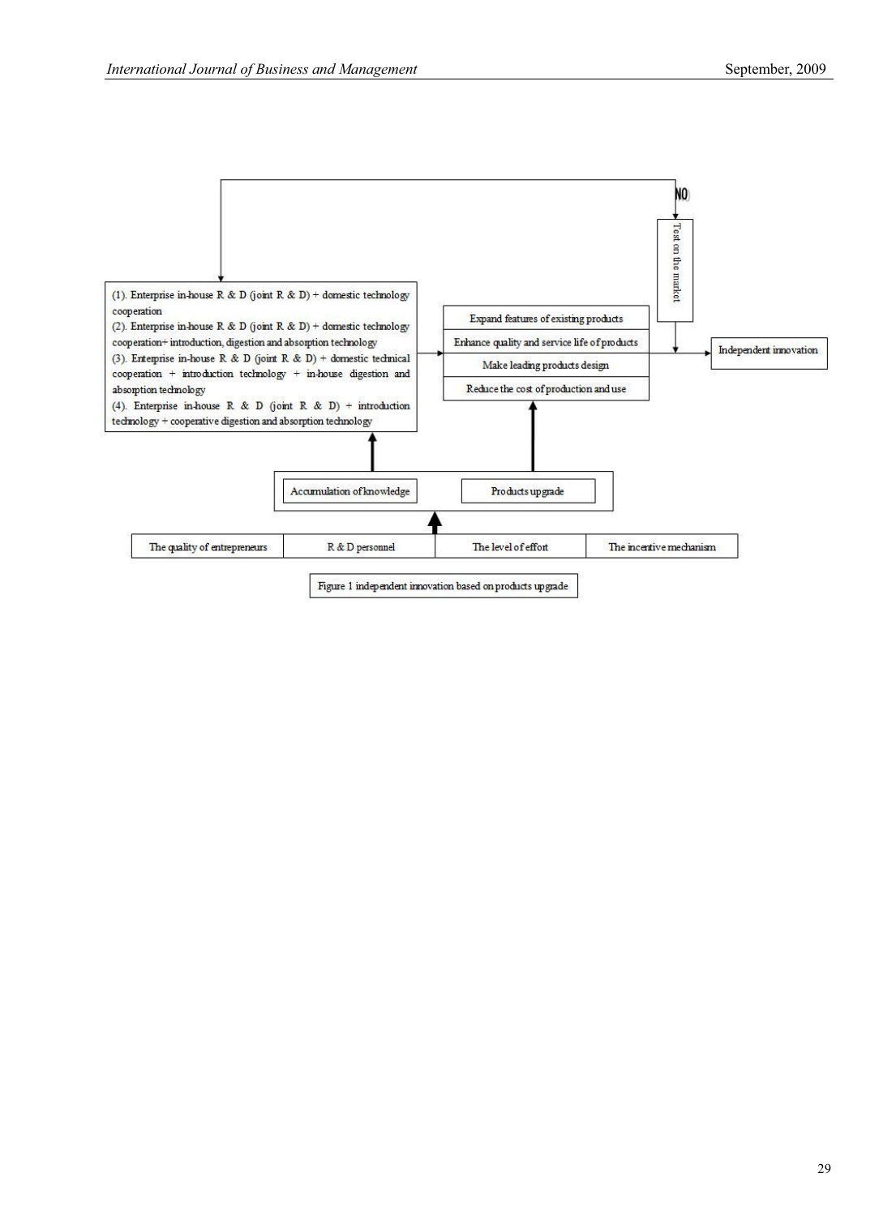NO

Test on the market

(1). Enterprise in-house R & D (joint R & D) + domestic technology cooperation
(2). Enterprise in-house R & D (joint R & D) + domestic technology cooperation+ introduction, digestion and absorption technology
(3). Enterprise in-house R & D (joint R & D) + domestic technical cooperation + introduction technology + in-house digestion and absorption technology
(4). Enterprise in-house R & D (joint R & D) + introduction technology + cooperative digestion and absorption technology

Expand features of existing products
Enhance quality and service life of products
Make leading products design
Reduce the cost of production and use

Independent innovation

Accumulation of knowledge
Products upgrade

The quality of entrepreneurs
R & D personnel
The level of effort
The incentive mechanism

Figure 1 independent innovation based on products upgrade